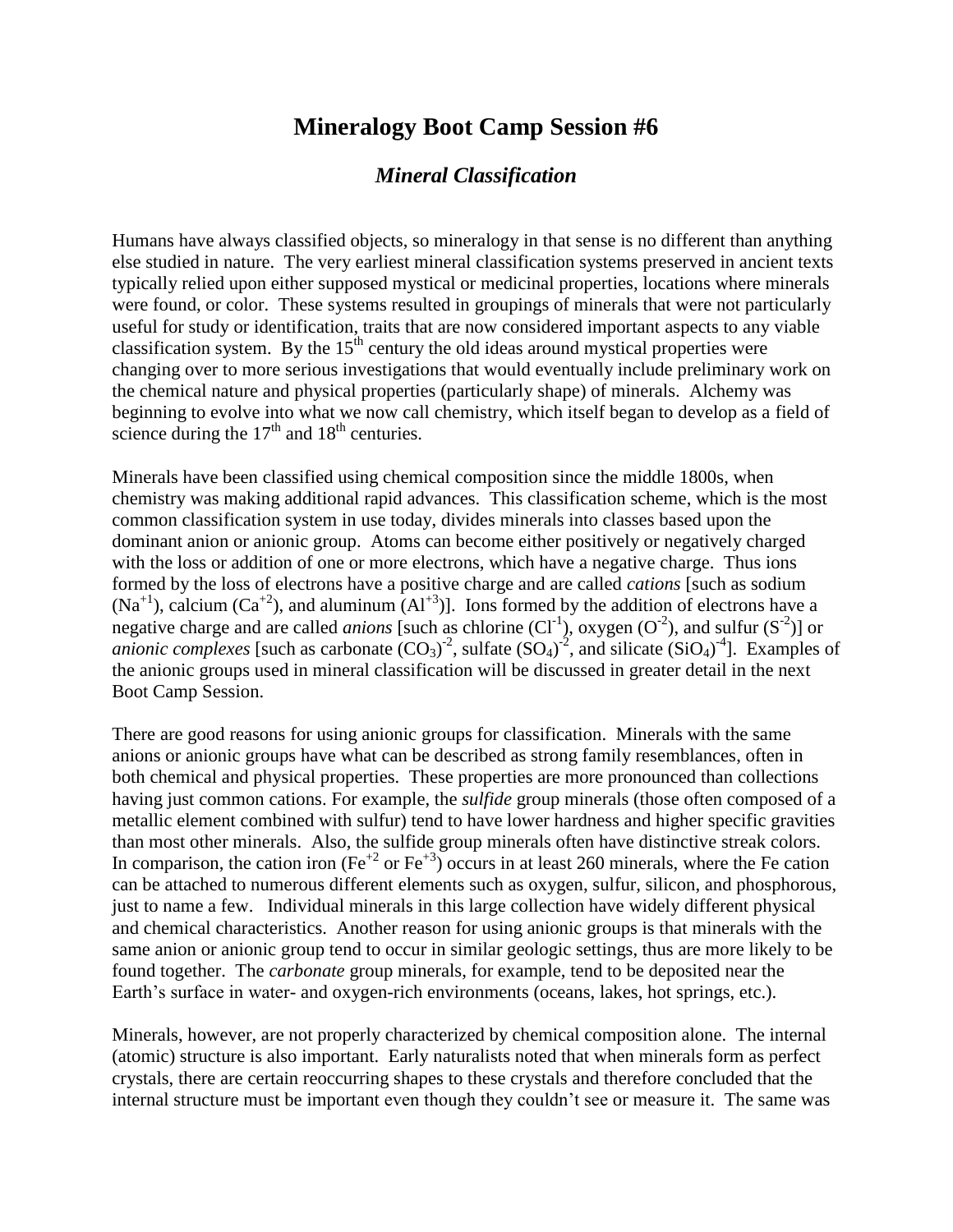# Mineralogy Boot Camp Session #6

## *Mineral Classification*

Humans have always classified objects, so mineralogy in that sense is no different than anything else studied in nature. The very earliest mineral classification systems preserved in ancient texts typically relied upon either supposed mystical or medicinal properties, locations where minerals were found, or color. These systems resulted in groupings of minerals that were not particularly useful for study or identification, traits that are now considered important aspects to any viable classification system. By the $15^{th}$ century the old ideas around mystical properties were changing over to more serious investigations that would eventually include preliminary work on the chemical nature and physical properties (particularly shape) of minerals. Alchemy was beginning to evolve into what we now call chemistry, which itself began to develop as a field of science during the $17^{th}$ and $18^{th}$ centuries.

Minerals have been classified using chemical composition since the middle 1800s, when chemistry was making additional rapid advances. This classification scheme, which is the most common classification system in use today, divides minerals into classes based upon the dominant anion or anionic group. Atoms can become either positively or negatively charged with the loss or addition of one or more electrons, which have a negative charge. Thus ions formed by the loss of electrons have a positive charge and are called *cations* [such as sodium ($Na^{+1}$), calcium ($Ca^{+2}$), and aluminum ($Al^{+3}$)]. Ions formed by the addition of electrons have a negative charge and are called *anions* [such as chlorine ($Cl^{-1}$), oxygen ($O^{-2}$), and sulfur ($S^{-2}$)] or *anionic complexes* [such as carbonate $(CO_3)^{-2}$, sulfate $(SO_4)^{-2}$, and silicate $(SiO_4)^{-4}$]. Examples of the anionic groups used in mineral classification will be discussed in greater detail in the next Boot Camp Session.

There are good reasons for using anionic groups for classification. Minerals with the same anions or anionic groups have what can be described as strong family resemblances, often in both chemical and physical properties. These properties are more pronounced than collections having just common cations. For example, the *sulfide* group minerals (those often composed of a metallic element combined with sulfur) tend to have lower hardness and higher specific gravities than most other minerals. Also, the sulfide group minerals often have distinctive streak colors. In comparison, the cation iron ($Fe^{+2}$ or $Fe^{+3}$) occurs in at least 260 minerals, where the Fe cation can be attached to numerous different elements such as oxygen, sulfur, silicon, and phosphorous, just to name a few. Individual minerals in this large collection have widely different physical and chemical characteristics. Another reason for using anionic groups is that minerals with the same anion or anionic group tend to occur in similar geologic settings, thus are more likely to be found together. The *carbonate* group minerals, for example, tend to be deposited near the Earth's surface in water- and oxygen-rich environments (oceans, lakes, hot springs, etc.).

Minerals, however, are not properly characterized by chemical composition alone. The internal (atomic) structure is also important. Early naturalists noted that when minerals form as perfect crystals, there are certain reoccurring shapes to these crystals and therefore concluded that the internal structure must be important even though they couldn't see or measure it. The same was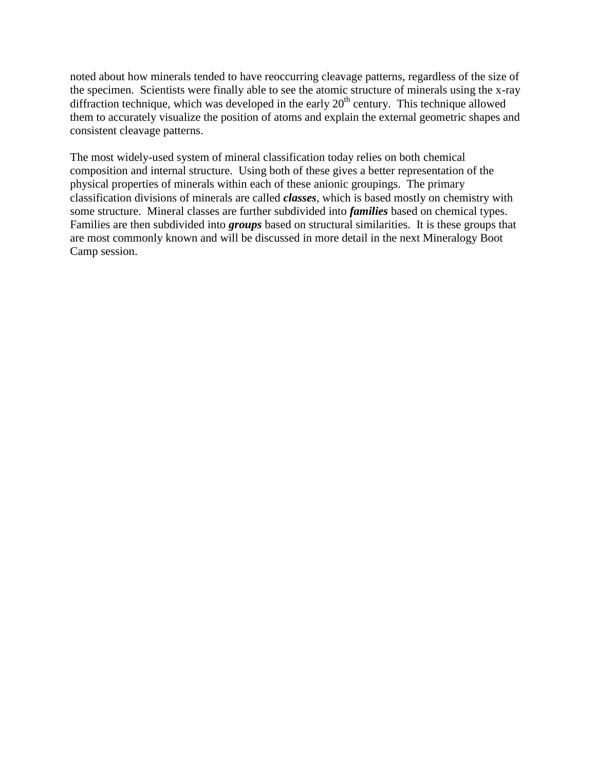noted about how minerals tended to have reoccurring cleavage patterns, regardless of the size of the specimen. Scientists were finally able to see the atomic structure of minerals using the x-ray diffraction technique, which was developed in the early 20$^{th}$ century. This technique allowed them to accurately visualize the position of atoms and explain the external geometric shapes and consistent cleavage patterns.

The most widely-used system of mineral classification today relies on both chemical composition and internal structure. Using both of these gives a better representation of the physical properties of minerals within each of these anionic groupings. The primary classification divisions of minerals are called ***classes***, which is based mostly on chemistry with some structure. Mineral classes are further subdivided into ***families*** based on chemical types. Families are then subdivided into ***groups*** based on structural similarities. It is these groups that are most commonly known and will be discussed in more detail in the next Mineralogy Boot Camp session.